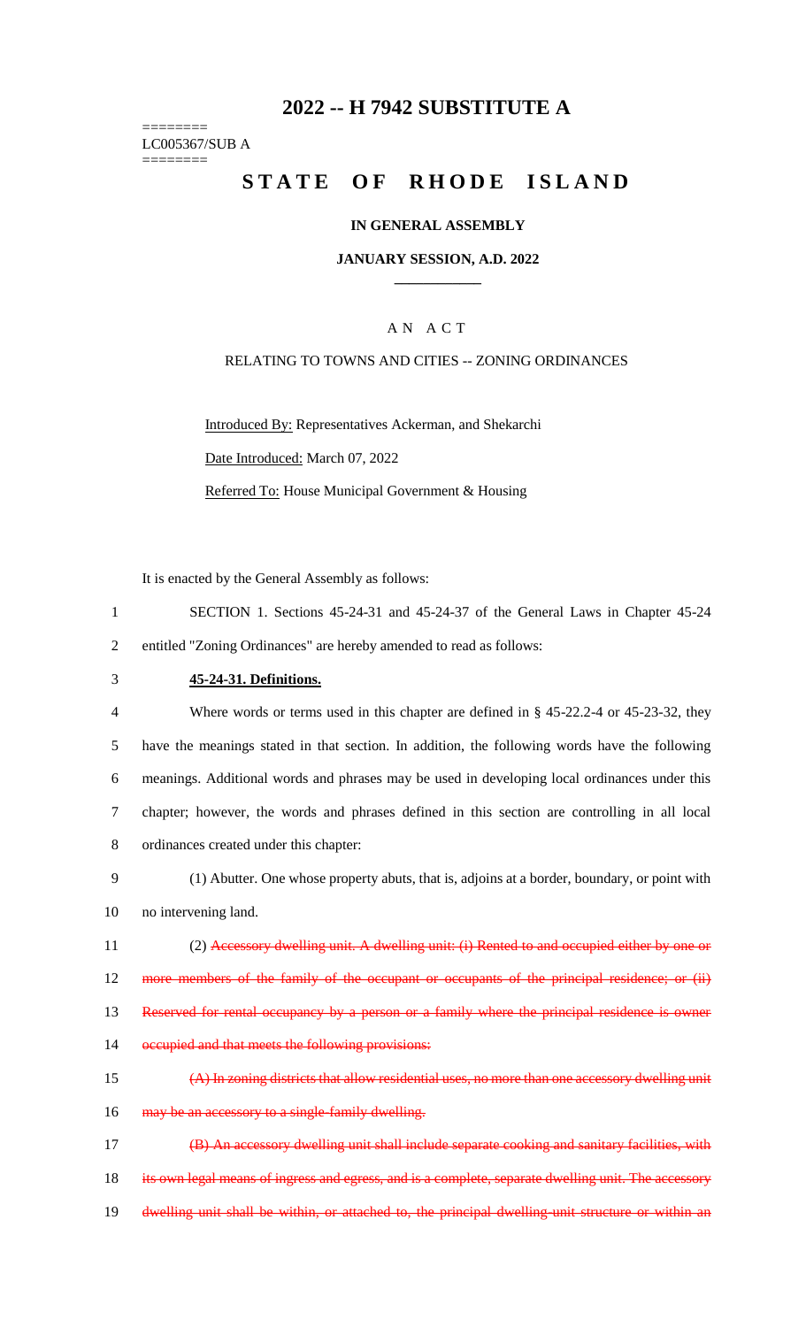# 2022 -- H 7942 SUBSTITUTE A

========
LC005367/SUB A
========

# STATE OF RHODE ISLAND

**IN GENERAL ASSEMBLY**

**JANUARY SESSION, A.D. 2022**

____________

A N A C T

RELATING TO TOWNS AND CITIES -- ZONING ORDINANCES

Introduced By: Representatives Ackerman, and Shekarchi

Date Introduced: March 07, 2022

Referred To: House Municipal Government & Housing

It is enacted by the General Assembly as follows:

SECTION 1. Sections 45-24-31 and 45-24-37 of the General Laws in Chapter 45-24 entitled "Zoning Ordinances" are hereby amended to read as follows:

**45-24-31. Definitions.**

Where words or terms used in this chapter are defined in § 45-22.2-4 or 45-23-32, they have the meanings stated in that section. In addition, the following words have the following meanings. Additional words and phrases may be used in developing local ordinances under this chapter; however, the words and phrases defined in this section are controlling in all local ordinances created under this chapter:

(1) Abutter. One whose property abuts, that is, adjoins at a border, boundary, or point with no intervening land.

(2) ~~Accessory dwelling unit. A dwelling unit: (i) Rented to and occupied either by one or more members of the family of the occupant or occupants of the principal residence; or (ii) Reserved for rental occupancy by a person or a family where the principal residence is owner occupied and that meets the following provisions:~~

~~(A) In zoning districts that allow residential uses, no more than one accessory dwelling unit may be an accessory to a single-family dwelling.~~

~~(B) An accessory dwelling unit shall include separate cooking and sanitary facilities, with its own legal means of ingress and egress, and is a complete, separate dwelling unit. The accessory dwelling unit shall be within, or attached to, the principal dwelling-unit structure or within an~~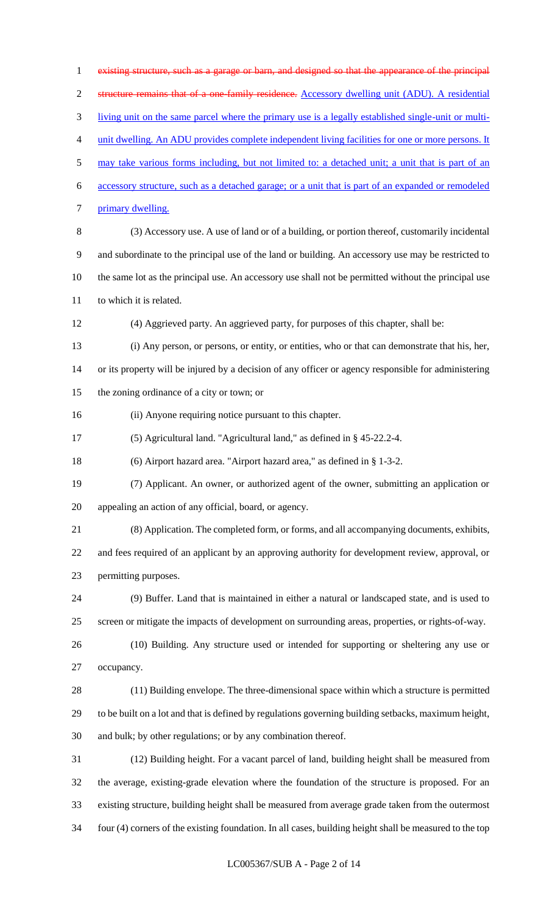~~existing structure, such as a garage or barn, and designed so that the appearance of the principal structure remains that of a one-family residence.~~ Accessory dwelling unit (ADU). A residential living unit on the same parcel where the primary use is a legally established single-unit or multi-unit dwelling. An ADU provides complete independent living facilities for one or more persons. It may take various forms including, but not limited to: a detached unit; a unit that is part of an accessory structure, such as a detached garage; or a unit that is part of an expanded or remodeled primary dwelling.

(3) Accessory use. A use of land or of a building, or portion thereof, customarily incidental and subordinate to the principal use of the land or building. An accessory use may be restricted to the same lot as the principal use. An accessory use shall not be permitted without the principal use to which it is related.

(4) Aggrieved party. An aggrieved party, for purposes of this chapter, shall be:

(i) Any person, or persons, or entity, or entities, who or that can demonstrate that his, her, or its property will be injured by a decision of any officer or agency responsible for administering the zoning ordinance of a city or town; or

(ii) Anyone requiring notice pursuant to this chapter.

(5) Agricultural land. "Agricultural land," as defined in § 45-22.2-4.

(6) Airport hazard area. "Airport hazard area," as defined in § 1-3-2.

(7) Applicant. An owner, or authorized agent of the owner, submitting an application or appealing an action of any official, board, or agency.

(8) Application. The completed form, or forms, and all accompanying documents, exhibits, and fees required of an applicant by an approving authority for development review, approval, or permitting purposes.

(9) Buffer. Land that is maintained in either a natural or landscaped state, and is used to screen or mitigate the impacts of development on surrounding areas, properties, or rights-of-way.

(10) Building. Any structure used or intended for supporting or sheltering any use or occupancy.

(11) Building envelope. The three-dimensional space within which a structure is permitted to be built on a lot and that is defined by regulations governing building setbacks, maximum height, and bulk; by other regulations; or by any combination thereof.

(12) Building height. For a vacant parcel of land, building height shall be measured from the average, existing-grade elevation where the foundation of the structure is proposed. For an existing structure, building height shall be measured from average grade taken from the outermost four (4) corners of the existing foundation. In all cases, building height shall be measured to the top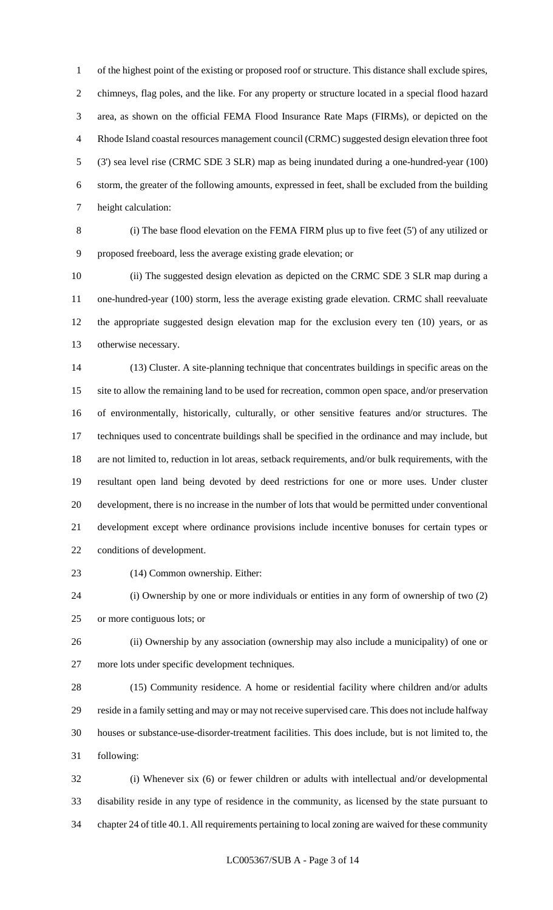of the highest point of the existing or proposed roof or structure. This distance shall exclude spires, chimneys, flag poles, and the like. For any property or structure located in a special flood hazard area, as shown on the official FEMA Flood Insurance Rate Maps (FIRMs), or depicted on the Rhode Island coastal resources management council (CRMC) suggested design elevation three foot (3') sea level rise (CRMC SDE 3 SLR) map as being inundated during a one-hundred-year (100) storm, the greater of the following amounts, expressed in feet, shall be excluded from the building height calculation:

(i) The base flood elevation on the FEMA FIRM plus up to five feet (5') of any utilized or proposed freeboard, less the average existing grade elevation; or

(ii) The suggested design elevation as depicted on the CRMC SDE 3 SLR map during a one-hundred-year (100) storm, less the average existing grade elevation. CRMC shall reevaluate the appropriate suggested design elevation map for the exclusion every ten (10) years, or as otherwise necessary.

(13) Cluster. A site-planning technique that concentrates buildings in specific areas on the site to allow the remaining land to be used for recreation, common open space, and/or preservation of environmentally, historically, culturally, or other sensitive features and/or structures. The techniques used to concentrate buildings shall be specified in the ordinance and may include, but are not limited to, reduction in lot areas, setback requirements, and/or bulk requirements, with the resultant open land being devoted by deed restrictions for one or more uses. Under cluster development, there is no increase in the number of lots that would be permitted under conventional development except where ordinance provisions include incentive bonuses for certain types or conditions of development.

(14) Common ownership. Either:

(i) Ownership by one or more individuals or entities in any form of ownership of two (2) or more contiguous lots; or

(ii) Ownership by any association (ownership may also include a municipality) of one or more lots under specific development techniques.

(15) Community residence. A home or residential facility where children and/or adults reside in a family setting and may or may not receive supervised care. This does not include halfway houses or substance-use-disorder-treatment facilities. This does include, but is not limited to, the following:

(i) Whenever six (6) or fewer children or adults with intellectual and/or developmental disability reside in any type of residence in the community, as licensed by the state pursuant to chapter 24 of title 40.1. All requirements pertaining to local zoning are waived for these community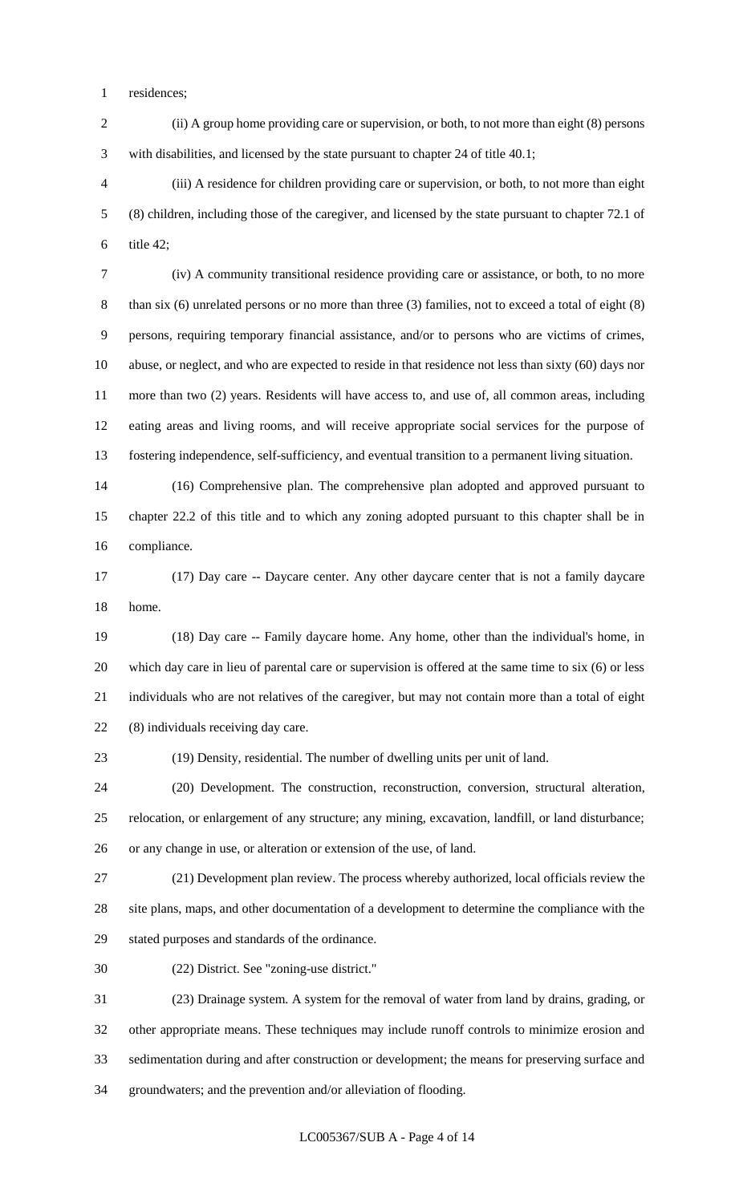residences;

(ii) A group home providing care or supervision, or both, to not more than eight (8) persons with disabilities, and licensed by the state pursuant to chapter 24 of title 40.1;

(iii) A residence for children providing care or supervision, or both, to not more than eight (8) children, including those of the caregiver, and licensed by the state pursuant to chapter 72.1 of title 42;

(iv) A community transitional residence providing care or assistance, or both, to no more than six (6) unrelated persons or no more than three (3) families, not to exceed a total of eight (8) persons, requiring temporary financial assistance, and/or to persons who are victims of crimes, abuse, or neglect, and who are expected to reside in that residence not less than sixty (60) days nor more than two (2) years. Residents will have access to, and use of, all common areas, including eating areas and living rooms, and will receive appropriate social services for the purpose of fostering independence, self-sufficiency, and eventual transition to a permanent living situation.

(16) Comprehensive plan. The comprehensive plan adopted and approved pursuant to chapter 22.2 of this title and to which any zoning adopted pursuant to this chapter shall be in compliance.

(17) Day care -- Daycare center. Any other daycare center that is not a family daycare home.

(18) Day care -- Family daycare home. Any home, other than the individual's home, in which day care in lieu of parental care or supervision is offered at the same time to six (6) or less individuals who are not relatives of the caregiver, but may not contain more than a total of eight (8) individuals receiving day care.

(19) Density, residential. The number of dwelling units per unit of land.

(20) Development. The construction, reconstruction, conversion, structural alteration, relocation, or enlargement of any structure; any mining, excavation, landfill, or land disturbance; or any change in use, or alteration or extension of the use, of land.

(21) Development plan review. The process whereby authorized, local officials review the site plans, maps, and other documentation of a development to determine the compliance with the stated purposes and standards of the ordinance.

(22) District. See "zoning-use district."

(23) Drainage system. A system for the removal of water from land by drains, grading, or other appropriate means. These techniques may include runoff controls to minimize erosion and sedimentation during and after construction or development; the means for preserving surface and groundwaters; and the prevention and/or alleviation of flooding.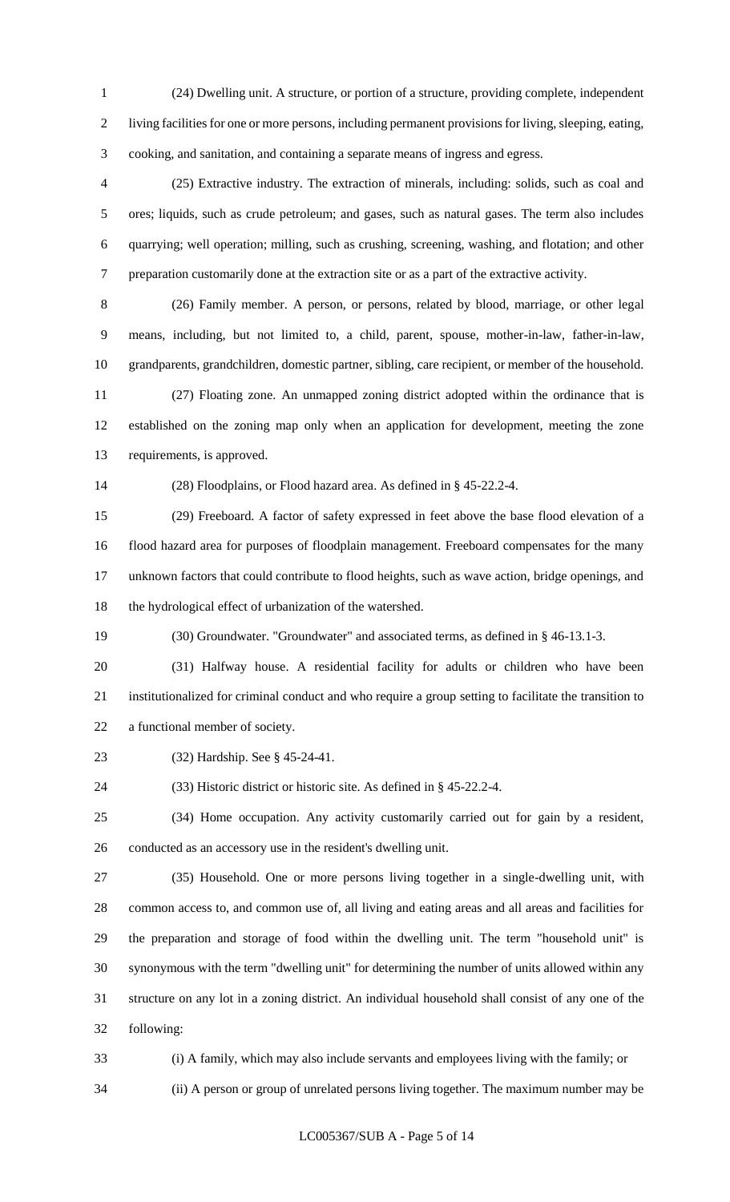(24) Dwelling unit. A structure, or portion of a structure, providing complete, independent living facilities for one or more persons, including permanent provisions for living, sleeping, eating, cooking, and sanitation, and containing a separate means of ingress and egress.

(25) Extractive industry. The extraction of minerals, including: solids, such as coal and ores; liquids, such as crude petroleum; and gases, such as natural gases. The term also includes quarrying; well operation; milling, such as crushing, screening, washing, and flotation; and other preparation customarily done at the extraction site or as a part of the extractive activity.

(26) Family member. A person, or persons, related by blood, marriage, or other legal means, including, but not limited to, a child, parent, spouse, mother-in-law, father-in-law, grandparents, grandchildren, domestic partner, sibling, care recipient, or member of the household.

(27) Floating zone. An unmapped zoning district adopted within the ordinance that is established on the zoning map only when an application for development, meeting the zone requirements, is approved.

(28) Floodplains, or Flood hazard area. As defined in § 45-22.2-4.

(29) Freeboard. A factor of safety expressed in feet above the base flood elevation of a flood hazard area for purposes of floodplain management. Freeboard compensates for the many unknown factors that could contribute to flood heights, such as wave action, bridge openings, and the hydrological effect of urbanization of the watershed.

(30) Groundwater. "Groundwater" and associated terms, as defined in § 46-13.1-3.

(31) Halfway house. A residential facility for adults or children who have been institutionalized for criminal conduct and who require a group setting to facilitate the transition to a functional member of society.

(32) Hardship. See § 45-24-41.

(33) Historic district or historic site. As defined in § 45-22.2-4.

(34) Home occupation. Any activity customarily carried out for gain by a resident, conducted as an accessory use in the resident's dwelling unit.

(35) Household. One or more persons living together in a single-dwelling unit, with common access to, and common use of, all living and eating areas and all areas and facilities for the preparation and storage of food within the dwelling unit. The term "household unit" is synonymous with the term "dwelling unit" for determining the number of units allowed within any structure on any lot in a zoning district. An individual household shall consist of any one of the following:

(i) A family, which may also include servants and employees living with the family; or

(ii) A person or group of unrelated persons living together. The maximum number may be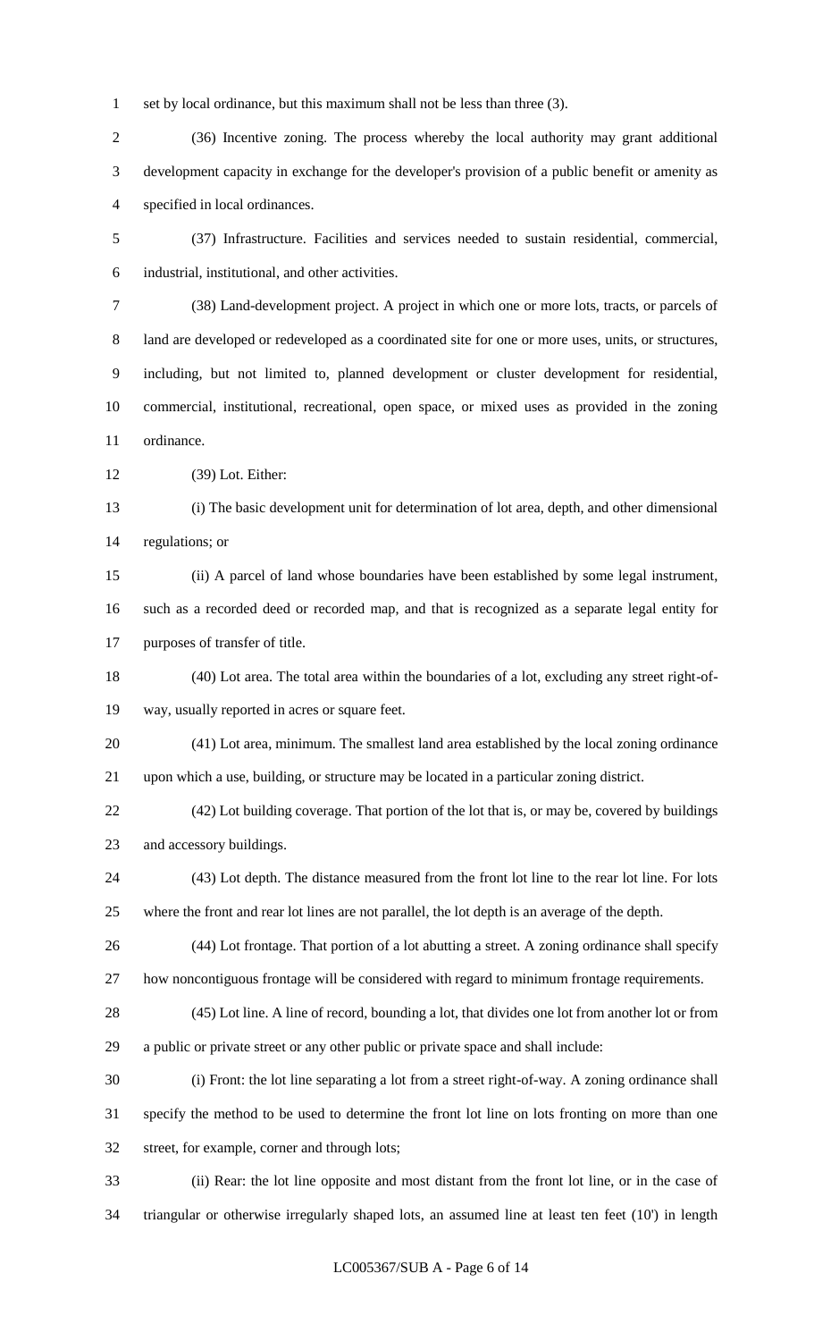set by local ordinance, but this maximum shall not be less than three (3).

(36) Incentive zoning. The process whereby the local authority may grant additional development capacity in exchange for the developer's provision of a public benefit or amenity as specified in local ordinances.

(37) Infrastructure. Facilities and services needed to sustain residential, commercial, industrial, institutional, and other activities.

(38) Land-development project. A project in which one or more lots, tracts, or parcels of land are developed or redeveloped as a coordinated site for one or more uses, units, or structures, including, but not limited to, planned development or cluster development for residential, commercial, institutional, recreational, open space, or mixed uses as provided in the zoning ordinance.

(39) Lot. Either:

(i) The basic development unit for determination of lot area, depth, and other dimensional regulations; or

(ii) A parcel of land whose boundaries have been established by some legal instrument, such as a recorded deed or recorded map, and that is recognized as a separate legal entity for purposes of transfer of title.

(40) Lot area. The total area within the boundaries of a lot, excluding any street right-of-way, usually reported in acres or square feet.

(41) Lot area, minimum. The smallest land area established by the local zoning ordinance upon which a use, building, or structure may be located in a particular zoning district.

(42) Lot building coverage. That portion of the lot that is, or may be, covered by buildings and accessory buildings.

(43) Lot depth. The distance measured from the front lot line to the rear lot line. For lots where the front and rear lot lines are not parallel, the lot depth is an average of the depth.

(44) Lot frontage. That portion of a lot abutting a street. A zoning ordinance shall specify how noncontiguous frontage will be considered with regard to minimum frontage requirements.

(45) Lot line. A line of record, bounding a lot, that divides one lot from another lot or from a public or private street or any other public or private space and shall include:

(i) Front: the lot line separating a lot from a street right-of-way. A zoning ordinance shall specify the method to be used to determine the front lot line on lots fronting on more than one street, for example, corner and through lots;

(ii) Rear: the lot line opposite and most distant from the front lot line, or in the case of triangular or otherwise irregularly shaped lots, an assumed line at least ten feet (10') in length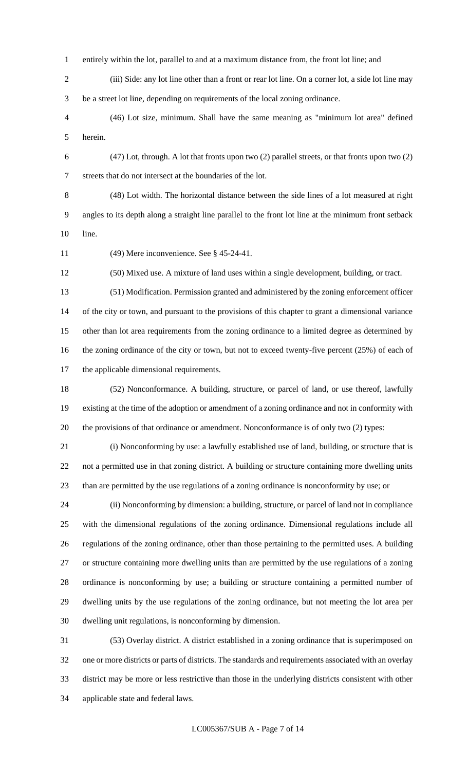entirely within the lot, parallel to and at a maximum distance from, the front lot line; and

(iii) Side: any lot line other than a front or rear lot line. On a corner lot, a side lot line may be a street lot line, depending on requirements of the local zoning ordinance.

(46) Lot size, minimum. Shall have the same meaning as "minimum lot area" defined herein.

(47) Lot, through. A lot that fronts upon two (2) parallel streets, or that fronts upon two (2) streets that do not intersect at the boundaries of the lot.

(48) Lot width. The horizontal distance between the side lines of a lot measured at right angles to its depth along a straight line parallel to the front lot line at the minimum front setback line.

(49) Mere inconvenience. See § 45-24-41.

(50) Mixed use. A mixture of land uses within a single development, building, or tract.

(51) Modification. Permission granted and administered by the zoning enforcement officer of the city or town, and pursuant to the provisions of this chapter to grant a dimensional variance other than lot area requirements from the zoning ordinance to a limited degree as determined by the zoning ordinance of the city or town, but not to exceed twenty-five percent (25%) of each of the applicable dimensional requirements.

(52) Nonconformance. A building, structure, or parcel of land, or use thereof, lawfully existing at the time of the adoption or amendment of a zoning ordinance and not in conformity with the provisions of that ordinance or amendment. Nonconformance is of only two (2) types:

(i) Nonconforming by use: a lawfully established use of land, building, or structure that is not a permitted use in that zoning district. A building or structure containing more dwelling units than are permitted by the use regulations of a zoning ordinance is nonconformity by use; or

(ii) Nonconforming by dimension: a building, structure, or parcel of land not in compliance with the dimensional regulations of the zoning ordinance. Dimensional regulations include all regulations of the zoning ordinance, other than those pertaining to the permitted uses. A building or structure containing more dwelling units than are permitted by the use regulations of a zoning ordinance is nonconforming by use; a building or structure containing a permitted number of dwelling units by the use regulations of the zoning ordinance, but not meeting the lot area per dwelling unit regulations, is nonconforming by dimension.

(53) Overlay district. A district established in a zoning ordinance that is superimposed on one or more districts or parts of districts. The standards and requirements associated with an overlay district may be more or less restrictive than those in the underlying districts consistent with other applicable state and federal laws.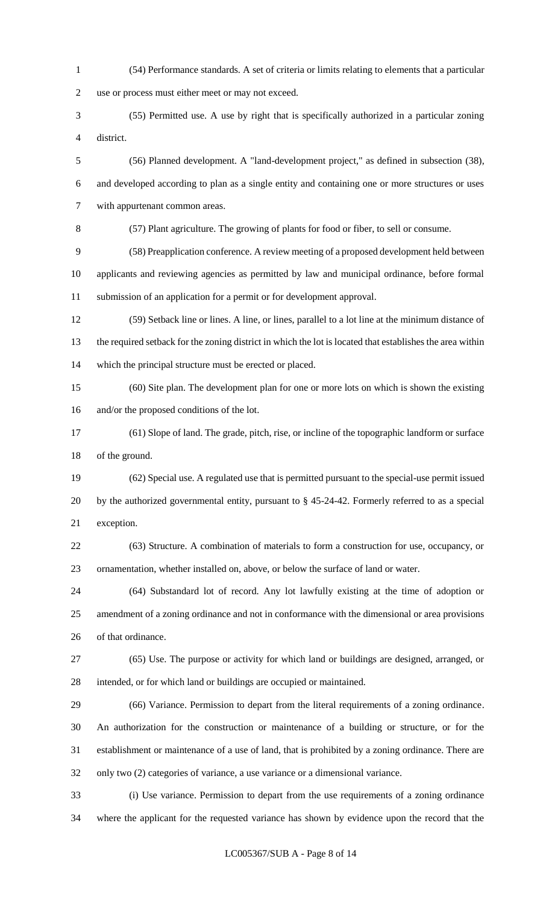(54) Performance standards. A set of criteria or limits relating to elements that a particular use or process must either meet or may not exceed.

(55) Permitted use. A use by right that is specifically authorized in a particular zoning district.

(56) Planned development. A "land-development project," as defined in subsection (38), and developed according to plan as a single entity and containing one or more structures or uses with appurtenant common areas.

(57) Plant agriculture. The growing of plants for food or fiber, to sell or consume.

(58) Preapplication conference. A review meeting of a proposed development held between applicants and reviewing agencies as permitted by law and municipal ordinance, before formal submission of an application for a permit or for development approval.

(59) Setback line or lines. A line, or lines, parallel to a lot line at the minimum distance of the required setback for the zoning district in which the lot is located that establishes the area within which the principal structure must be erected or placed.

(60) Site plan. The development plan for one or more lots on which is shown the existing and/or the proposed conditions of the lot.

(61) Slope of land. The grade, pitch, rise, or incline of the topographic landform or surface of the ground.

(62) Special use. A regulated use that is permitted pursuant to the special-use permit issued by the authorized governmental entity, pursuant to § 45-24-42. Formerly referred to as a special exception.

(63) Structure. A combination of materials to form a construction for use, occupancy, or ornamentation, whether installed on, above, or below the surface of land or water.

(64) Substandard lot of record. Any lot lawfully existing at the time of adoption or amendment of a zoning ordinance and not in conformance with the dimensional or area provisions of that ordinance.

(65) Use. The purpose or activity for which land or buildings are designed, arranged, or intended, or for which land or buildings are occupied or maintained.

(66) Variance. Permission to depart from the literal requirements of a zoning ordinance. An authorization for the construction or maintenance of a building or structure, or for the establishment or maintenance of a use of land, that is prohibited by a zoning ordinance. There are only two (2) categories of variance, a use variance or a dimensional variance.

(i) Use variance. Permission to depart from the use requirements of a zoning ordinance where the applicant for the requested variance has shown by evidence upon the record that the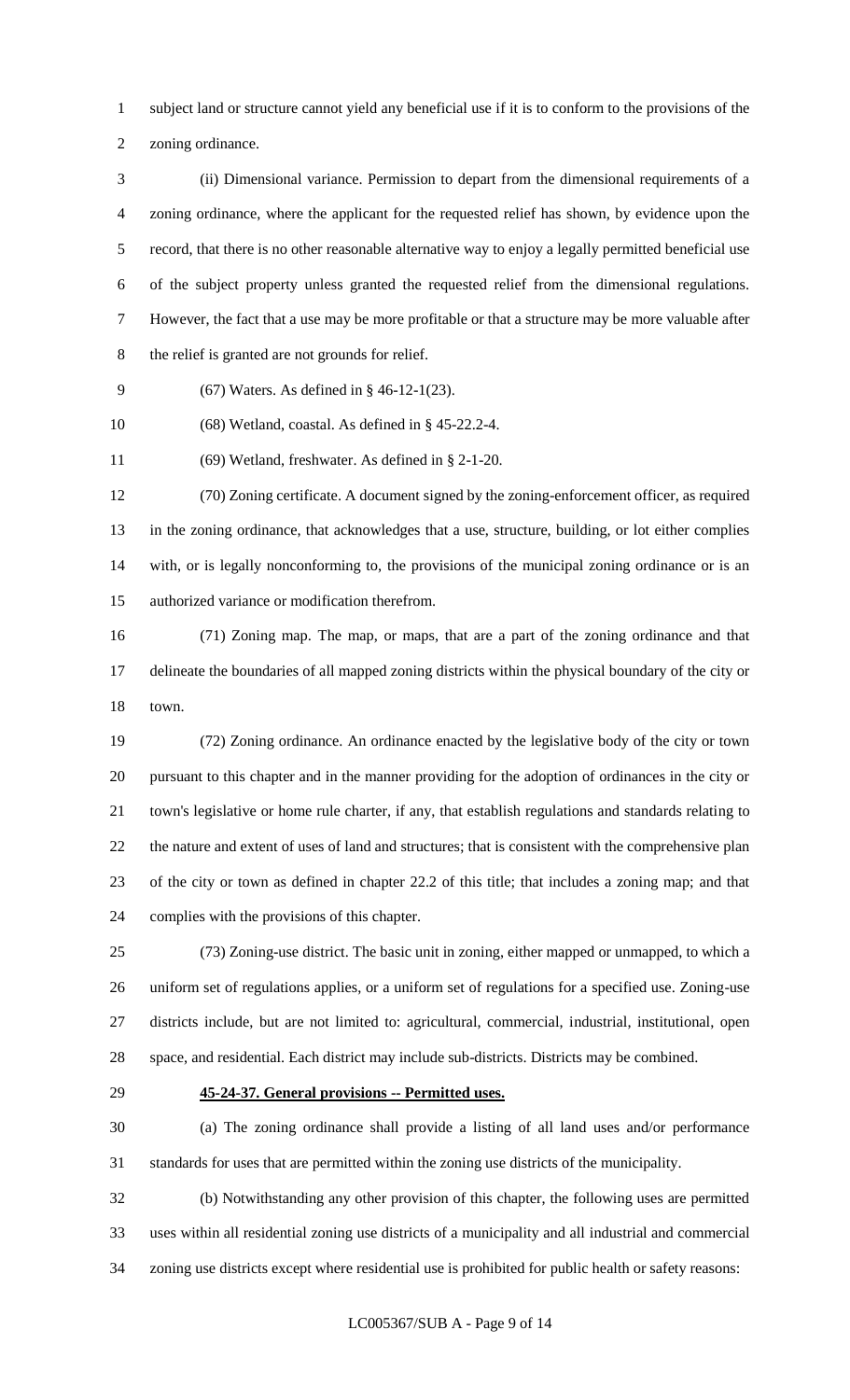subject land or structure cannot yield any beneficial use if it is to conform to the provisions of the zoning ordinance.

(ii) Dimensional variance. Permission to depart from the dimensional requirements of a zoning ordinance, where the applicant for the requested relief has shown, by evidence upon the record, that there is no other reasonable alternative way to enjoy a legally permitted beneficial use of the subject property unless granted the requested relief from the dimensional regulations. However, the fact that a use may be more profitable or that a structure may be more valuable after the relief is granted are not grounds for relief.

(67) Waters. As defined in § 46-12-1(23).

(68) Wetland, coastal. As defined in § 45-22.2-4.

(69) Wetland, freshwater. As defined in § 2-1-20.

(70) Zoning certificate. A document signed by the zoning-enforcement officer, as required in the zoning ordinance, that acknowledges that a use, structure, building, or lot either complies with, or is legally nonconforming to, the provisions of the municipal zoning ordinance or is an authorized variance or modification therefrom.

(71) Zoning map. The map, or maps, that are a part of the zoning ordinance and that delineate the boundaries of all mapped zoning districts within the physical boundary of the city or town.

(72) Zoning ordinance. An ordinance enacted by the legislative body of the city or town pursuant to this chapter and in the manner providing for the adoption of ordinances in the city or town's legislative or home rule charter, if any, that establish regulations and standards relating to the nature and extent of uses of land and structures; that is consistent with the comprehensive plan of the city or town as defined in chapter 22.2 of this title; that includes a zoning map; and that complies with the provisions of this chapter.

(73) Zoning-use district. The basic unit in zoning, either mapped or unmapped, to which a uniform set of regulations applies, or a uniform set of regulations for a specified use. Zoning-use districts include, but are not limited to: agricultural, commercial, industrial, institutional, open space, and residential. Each district may include sub-districts. Districts may be combined.

**45-24-37. General provisions -- Permitted uses.**

(a) The zoning ordinance shall provide a listing of all land uses and/or performance standards for uses that are permitted within the zoning use districts of the municipality.

(b) Notwithstanding any other provision of this chapter, the following uses are permitted uses within all residential zoning use districts of a municipality and all industrial and commercial zoning use districts except where residential use is prohibited for public health or safety reasons: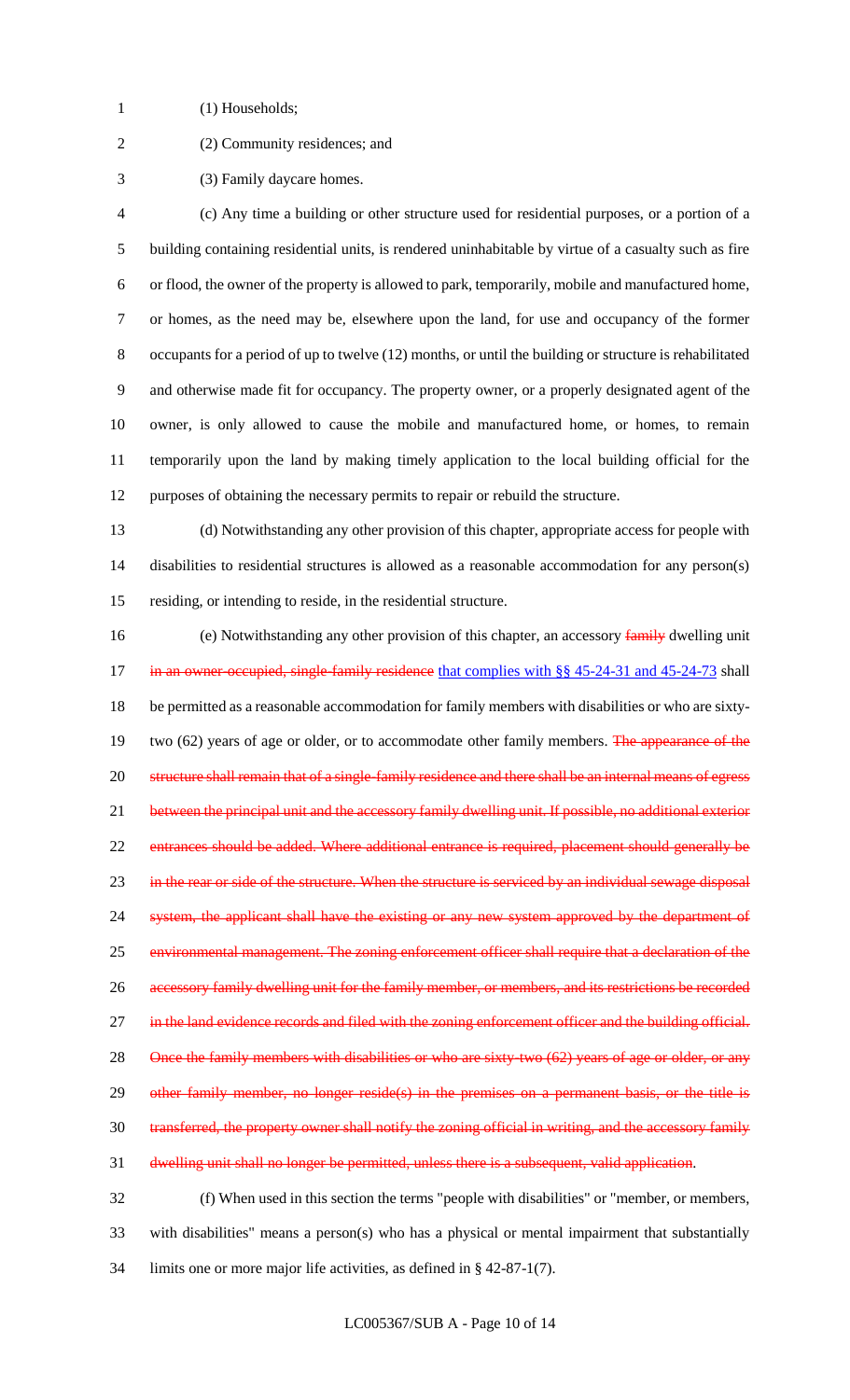(1) Households;

(2) Community residences; and

(3) Family daycare homes.

(c) Any time a building or other structure used for residential purposes, or a portion of a building containing residential units, is rendered uninhabitable by virtue of a casualty such as fire or flood, the owner of the property is allowed to park, temporarily, mobile and manufactured home, or homes, as the need may be, elsewhere upon the land, for use and occupancy of the former occupants for a period of up to twelve (12) months, or until the building or structure is rehabilitated and otherwise made fit for occupancy. The property owner, or a properly designated agent of the owner, is only allowed to cause the mobile and manufactured home, or homes, to remain temporarily upon the land by making timely application to the local building official for the purposes of obtaining the necessary permits to repair or rebuild the structure.

(d) Notwithstanding any other provision of this chapter, appropriate access for people with disabilities to residential structures is allowed as a reasonable accommodation for any person(s) residing, or intending to reside, in the residential structure.

(e) Notwithstanding any other provision of this chapter, an accessory ~~family~~ dwelling unit ~~in an owner-occupied, single-family residence~~ <u>that complies with §§ 45-24-31 and 45-24-73</u> shall be permitted as a reasonable accommodation for family members with disabilities or who are sixty-two (62) years of age or older, or to accommodate other family members. ~~The appearance of the structure shall remain that of a single-family residence and there shall be an internal means of egress between the principal unit and the accessory family dwelling unit. If possible, no additional exterior entrances should be added. Where additional entrance is required, placement should generally be in the rear or side of the structure. When the structure is serviced by an individual sewage disposal system, the applicant shall have the existing or any new system approved by the department of environmental management. The zoning enforcement officer shall require that a declaration of the accessory family dwelling unit for the family member, or members, and its restrictions be recorded in the land evidence records and filed with the zoning enforcement officer and the building official. Once the family members with disabilities or who are sixty-two (62) years of age or older, or any other family member, no longer reside(s) in the premises on a permanent basis, or the title is transferred, the property owner shall notify the zoning official in writing, and the accessory family dwelling unit shall no longer be permitted, unless there is a subsequent, valid application~~.

(f) When used in this section the terms "people with disabilities" or "member, or members, with disabilities" means a person(s) who has a physical or mental impairment that substantially limits one or more major life activities, as defined in § 42-87-1(7).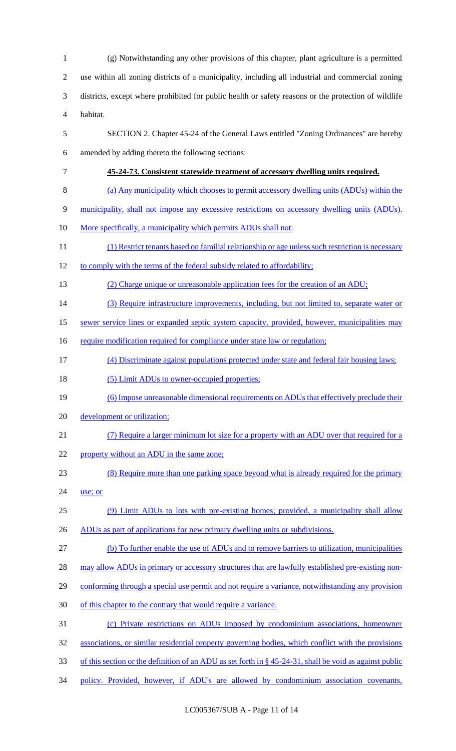(g) Notwithstanding any other provisions of this chapter, plant agriculture is a permitted use within all zoning districts of a municipality, including all industrial and commercial zoning districts, except where prohibited for public health or safety reasons or the protection of wildlife habitat.

SECTION 2. Chapter 45-24 of the General Laws entitled "Zoning Ordinances" are hereby amended by adding thereto the following sections:

**45-24-73. Consistent statewide treatment of accessory dwelling units required.**

(a) Any municipality which chooses to permit accessory dwelling units (ADUs) within the municipality, shall not impose any excessive restrictions on accessory dwelling units (ADUs). More specifically, a municipality which permits ADUs shall not:

(1) Restrict tenants based on familial relationship or age unless such restriction is necessary to comply with the terms of the federal subsidy related to affordability;

(2) Charge unique or unreasonable application fees for the creation of an ADU;

(3) Require infrastructure improvements, including, but not limited to, separate water or sewer service lines or expanded septic system capacity, provided, however, municipalities may require modification required for compliance under state law or regulation;

(4) Discriminate against populations protected under state and federal fair housing laws;

(5) Limit ADUs to owner-occupied properties;

(6) Impose unreasonable dimensional requirements on ADUs that effectively preclude their development or utilization;

(7) Require a larger minimum lot size for a property with an ADU over that required for a property without an ADU in the same zone;

(8) Require more than one parking space beyond what is already required for the primary use; or

(9) Limit ADUs to lots with pre-existing homes; provided, a municipality shall allow ADUs as part of applications for new primary dwelling units or subdivisions.

(b) To further enable the use of ADUs and to remove barriers to utilization, municipalities may allow ADUs in primary or accessory structures that are lawfully established pre-existing non-conforming through a special use permit and not require a variance, notwithstanding any provision of this chapter to the contrary that would require a variance.

(c) Private restrictions on ADUs imposed by condominium associations, homeowner associations, or similar residential property governing bodies, which conflict with the provisions of this section or the definition of an ADU as set forth in § 45-24-31, shall be void as against public policy. Provided, however, if ADU's are allowed by condominium association covenants,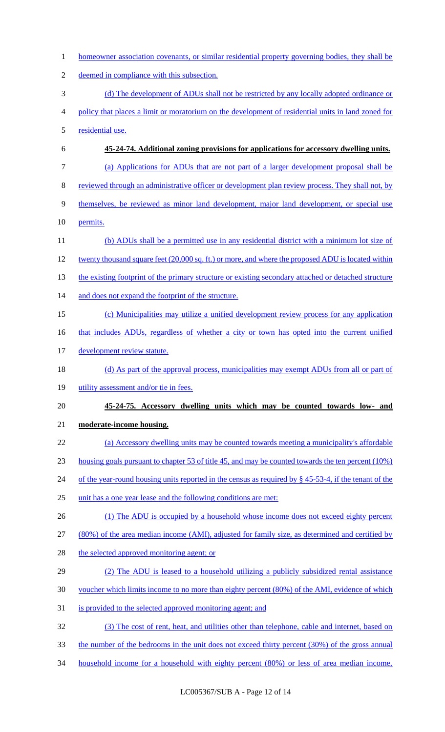homeowner association covenants, or similar residential property governing bodies, they shall be deemed in compliance with this subsection.

(d) The development of ADUs shall not be restricted by any locally adopted ordinance or policy that places a limit or moratorium on the development of residential units in land zoned for residential use.

**45-24-74. Additional zoning provisions for applications for accessory dwelling units.**

(a) Applications for ADUs that are not part of a larger development proposal shall be reviewed through an administrative officer or development plan review process. They shall not, by themselves, be reviewed as minor land development, major land development, or special use permits.

(b) ADUs shall be a permitted use in any residential district with a minimum lot size of twenty thousand square feet (20,000 sq. ft.) or more, and where the proposed ADU is located within the existing footprint of the primary structure or existing secondary attached or detached structure and does not expand the footprint of the structure.

(c) Municipalities may utilize a unified development review process for any application that includes ADUs, regardless of whether a city or town has opted into the current unified development review statute.

(d) As part of the approval process, municipalities may exempt ADUs from all or part of utility assessment and/or tie in fees.

**45-24-75. Accessory dwelling units which may be counted towards low- and moderate-income housing.**

(a) Accessory dwelling units may be counted towards meeting a municipality's affordable housing goals pursuant to chapter 53 of title 45, and may be counted towards the ten percent (10%) of the year-round housing units reported in the census as required by § 45-53-4, if the tenant of the unit has a one year lease and the following conditions are met:

(1) The ADU is occupied by a household whose income does not exceed eighty percent (80%) of the area median income (AMI), adjusted for family size, as determined and certified by the selected approved monitoring agent; or

(2) The ADU is leased to a household utilizing a publicly subsidized rental assistance voucher which limits income to no more than eighty percent (80%) of the AMI, evidence of which is provided to the selected approved monitoring agent; and

(3) The cost of rent, heat, and utilities other than telephone, cable and internet, based on the number of the bedrooms in the unit does not exceed thirty percent (30%) of the gross annual household income for a household with eighty percent (80%) or less of area median income,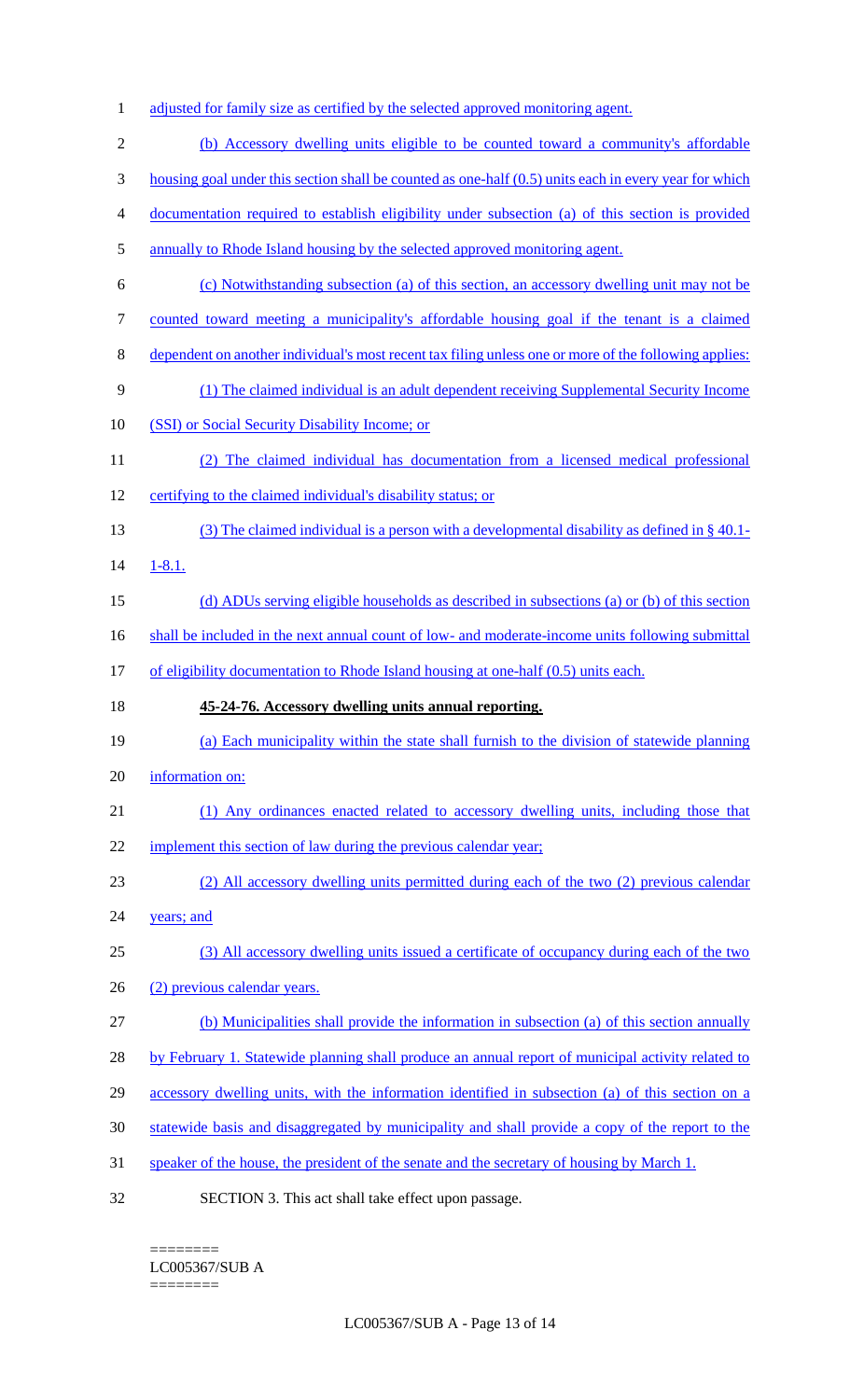adjusted for family size as certified by the selected approved monitoring agent.

(b) Accessory dwelling units eligible to be counted toward a community's affordable housing goal under this section shall be counted as one-half (0.5) units each in every year for which documentation required to establish eligibility under subsection (a) of this section is provided annually to Rhode Island housing by the selected approved monitoring agent.

(c) Notwithstanding subsection (a) of this section, an accessory dwelling unit may not be counted toward meeting a municipality's affordable housing goal if the tenant is a claimed dependent on another individual's most recent tax filing unless one or more of the following applies:

(1) The claimed individual is an adult dependent receiving Supplemental Security Income (SSI) or Social Security Disability Income; or

(2) The claimed individual has documentation from a licensed medical professional certifying to the claimed individual's disability status; or

(3) The claimed individual is a person with a developmental disability as defined in § 40.1-1-8.1.

(d) ADUs serving eligible households as described in subsections (a) or (b) of this section shall be included in the next annual count of low- and moderate-income units following submittal of eligibility documentation to Rhode Island housing at one-half (0.5) units each.

**45-24-76. Accessory dwelling units annual reporting.**

(a) Each municipality within the state shall furnish to the division of statewide planning information on:

(1) Any ordinances enacted related to accessory dwelling units, including those that implement this section of law during the previous calendar year;

(2) All accessory dwelling units permitted during each of the two (2) previous calendar years; and

(3) All accessory dwelling units issued a certificate of occupancy during each of the two (2) previous calendar years.

(b) Municipalities shall provide the information in subsection (a) of this section annually by February 1. Statewide planning shall produce an annual report of municipal activity related to accessory dwelling units, with the information identified in subsection (a) of this section on a statewide basis and disaggregated by municipality and shall provide a copy of the report to the speaker of the house, the president of the senate and the secretary of housing by March 1.

SECTION 3. This act shall take effect upon passage.

========
LC005367/SUB A
========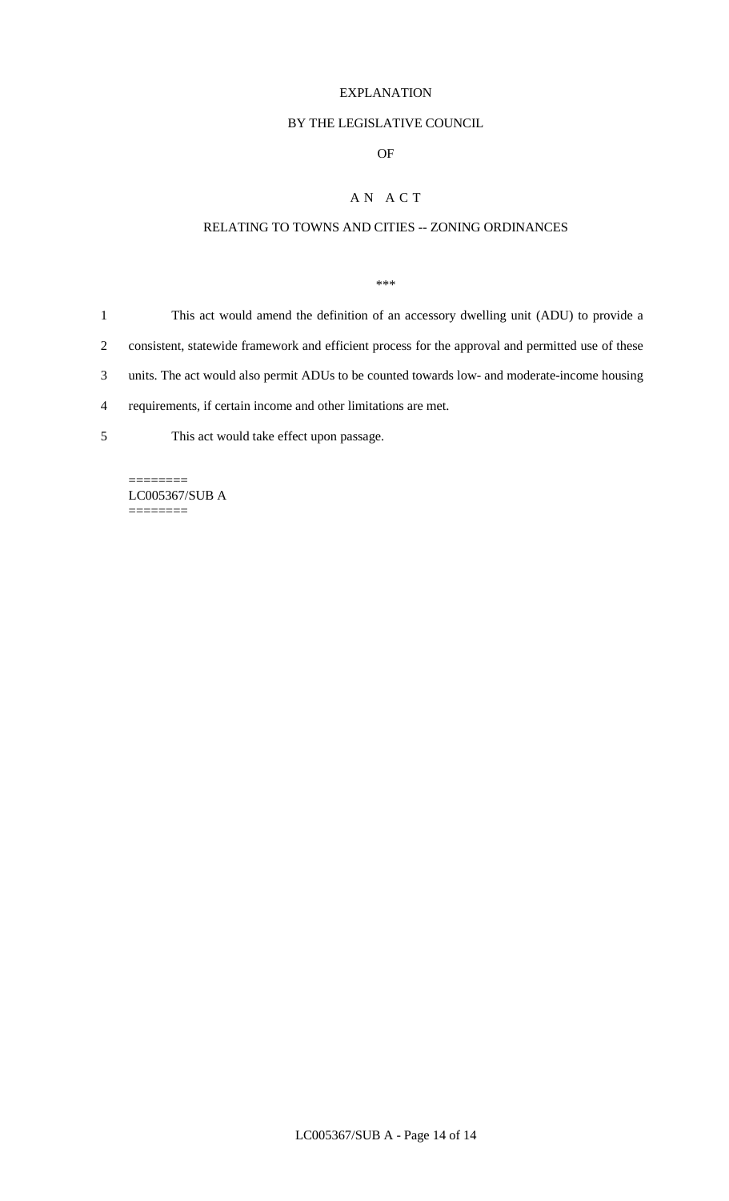EXPLANATION

BY THE LEGISLATIVE COUNCIL

OF

A N A C T

RELATING TO TOWNS AND CITIES -- ZONING ORDINANCES

***

1 This act would amend the definition of an accessory dwelling unit (ADU) to provide a
2 consistent, statewide framework and efficient process for the approval and permitted use of these
3 units. The act would also permit ADUs to be counted towards low- and moderate-income housing
4 requirements, if certain income and other limitations are met.

5 This act would take effect upon passage.

========
LC005367/SUB A
========